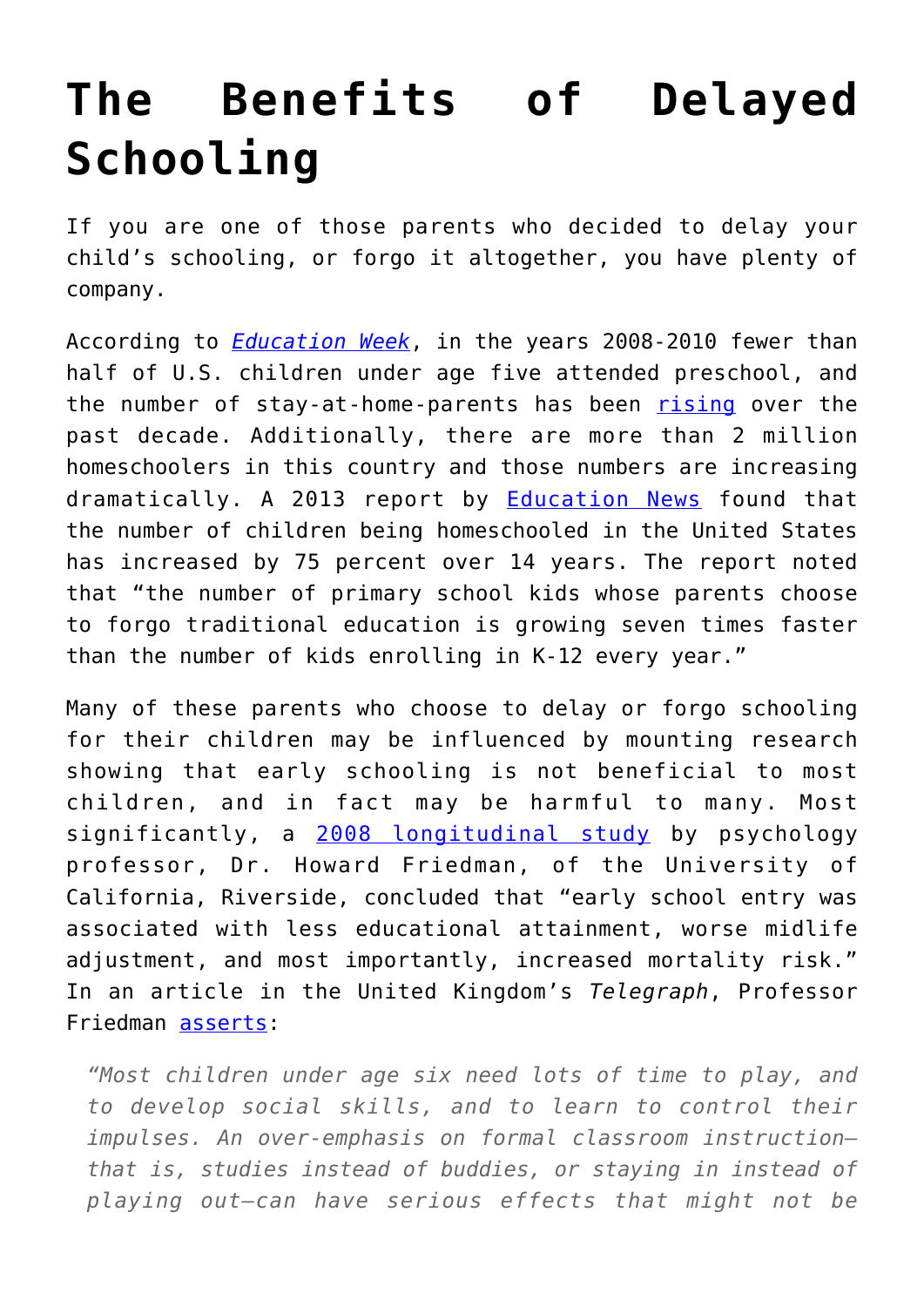# The Benefits of Delayed Schooling

If you are one of those parents who decided to delay your child's schooling, or forgo it altogether, you have plenty of company.

According to *Education Week*, in the years 2008-2010 fewer than half of U.S. children under age five attended preschool, and the number of stay-at-home-parents has been rising over the past decade. Additionally, there are more than 2 million homeschoolers in this country and those numbers are increasing dramatically. A 2013 report by Education News found that the number of children being homeschooled in the United States has increased by 75 percent over 14 years. The report noted that "the number of primary school kids whose parents choose to forgo traditional education is growing seven times faster than the number of kids enrolling in K-12 every year."

Many of these parents who choose to delay or forgo schooling for their children may be influenced by mounting research showing that early schooling is not beneficial to most children, and in fact may be harmful to many. Most significantly, a 2008 longitudinal study by psychology professor, Dr. Howard Friedman, of the University of California, Riverside, concluded that "early school entry was associated with less educational attainment, worse midlife adjustment, and most importantly, increased mortality risk." In an article in the United Kingdom's *Telegraph*, Professor Friedman asserts:

> *"Most children under age six need lots of time to play, and to develop social skills, and to learn to control their impulses. An over-emphasis on formal classroom instruction—that is, studies instead of buddies, or staying in instead of playing out—can have serious effects that might not be*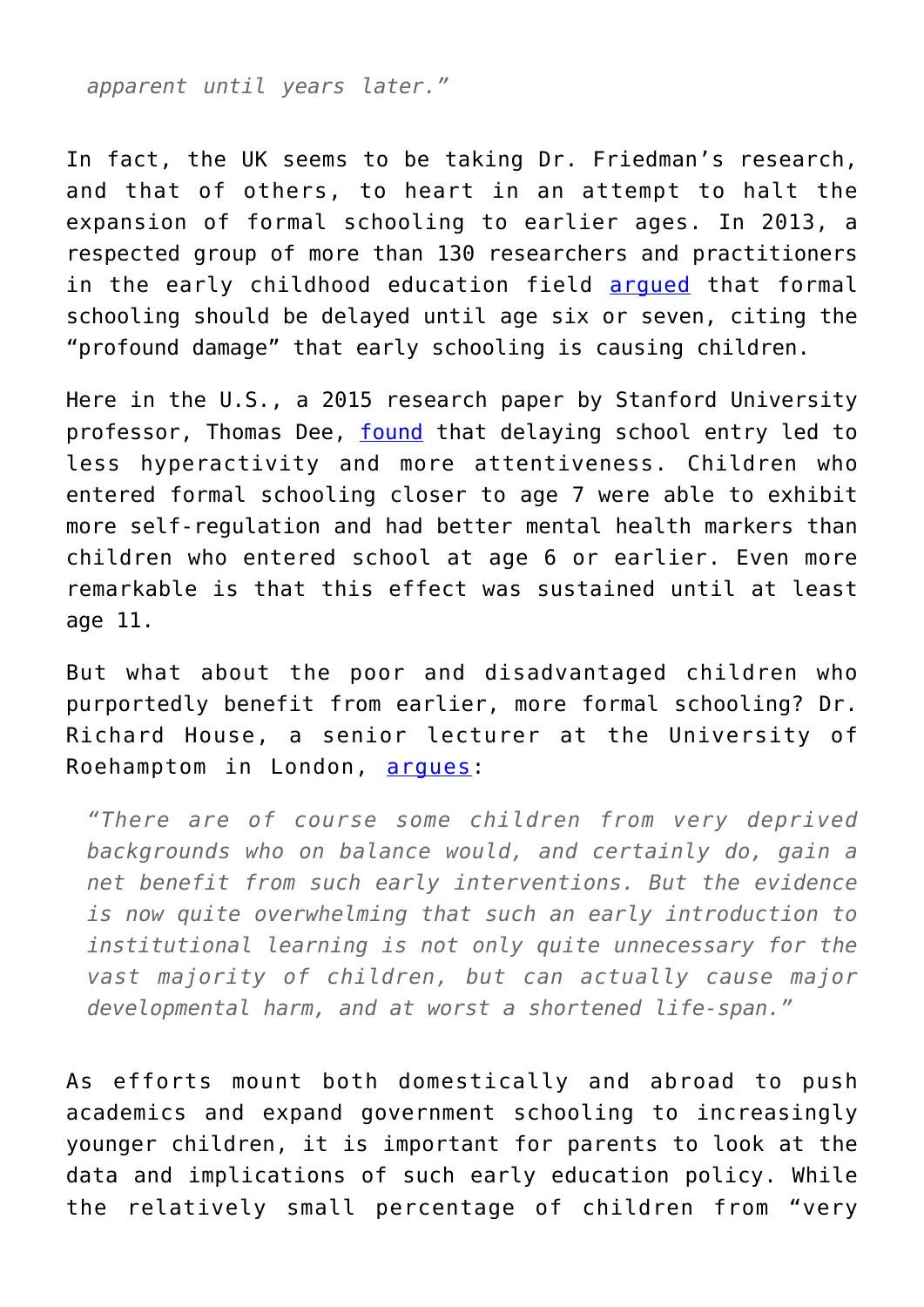> *apparent until years later."*

In fact, the UK seems to be taking Dr. Friedman's research, and that of others, to heart in an attempt to halt the expansion of formal schooling to earlier ages. In 2013, a respected group of more than 130 researchers and practitioners in the early childhood education field argued that formal schooling should be delayed until age six or seven, citing the "profound damage" that early schooling is causing children.

Here in the U.S., a 2015 research paper by Stanford University professor, Thomas Dee, found that delaying school entry led to less hyperactivity and more attentiveness. Children who entered formal schooling closer to age 7 were able to exhibit more self-regulation and had better mental health markers than children who entered school at age 6 or earlier. Even more remarkable is that this effect was sustained until at least age 11.

But what about the poor and disadvantaged children who purportedly benefit from earlier, more formal schooling? Dr. Richard House, a senior lecturer at the University of Roehamptom in London, argues:

> *"There are of course some children from very deprived backgrounds who on balance would, and certainly do, gain a net benefit from such early interventions. But the evidence is now quite overwhelming that such an early introduction to institutional learning is not only quite unnecessary for the vast majority of children, but can actually cause major developmental harm, and at worst a shortened life-span."*

As efforts mount both domestically and abroad to push academics and expand government schooling to increasingly younger children, it is important for parents to look at the data and implications of such early education policy. While the relatively small percentage of children from "very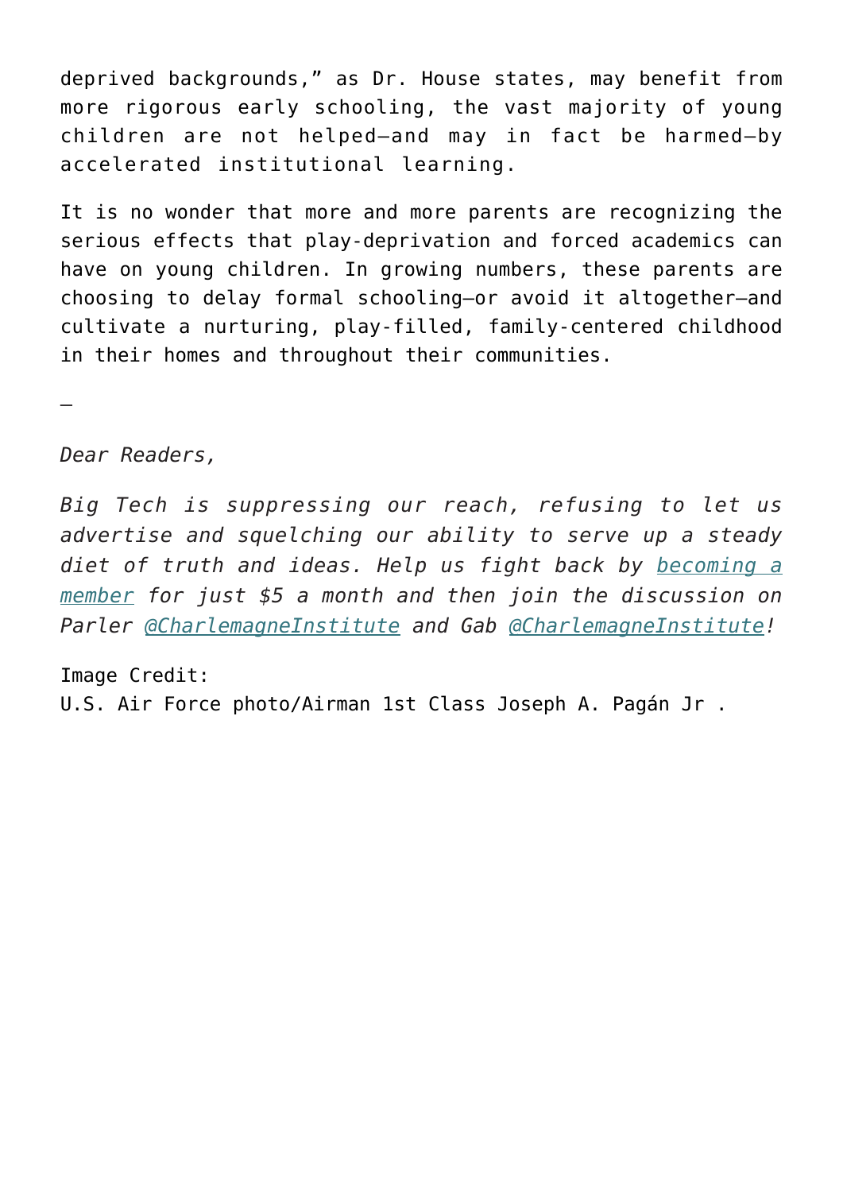deprived backgrounds," as Dr. House states, may benefit from more rigorous early schooling, the vast majority of young children are not helped—and may in fact be harmed—by accelerated institutional learning.

It is no wonder that more and more parents are recognizing the serious effects that play-deprivation and forced academics can have on young children. In growing numbers, these parents are choosing to delay formal schooling—or avoid it altogether—and cultivate a nurturing, play-filled, family-centered childhood in their homes and throughout their communities.

—

*Dear Readers,*

*Big Tech is suppressing our reach, refusing to let us advertise and squelching our ability to serve up a steady diet of truth and ideas. Help us fight back by becoming a member for just $5 a month and then join the discussion on Parler @CharlemagneInstitute and Gab @CharlemagneInstitute!*

Image Credit:
U.S. Air Force photo/Airman 1st Class Joseph A. Pagán Jr .